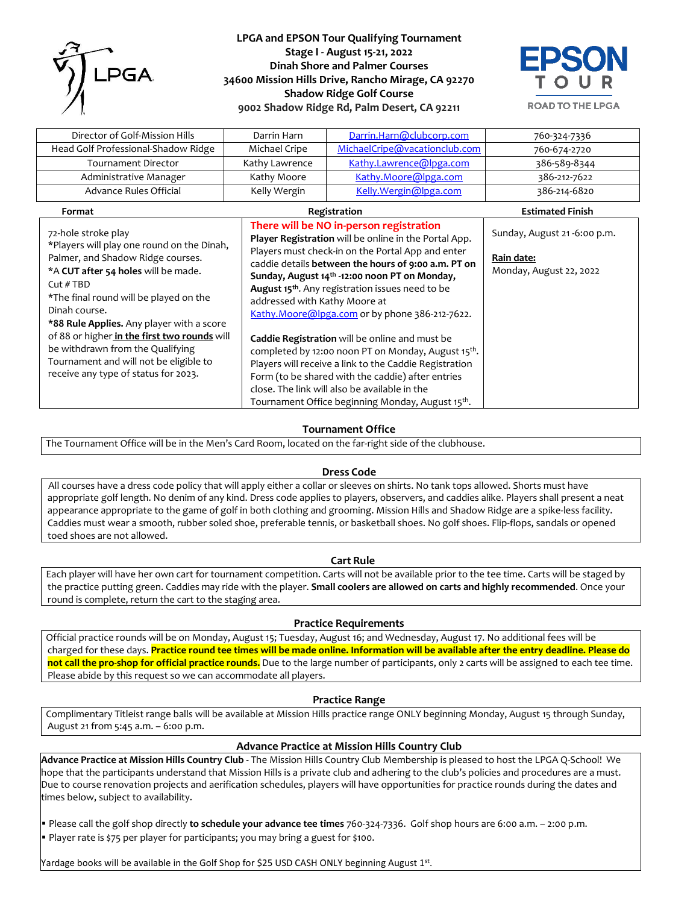# LPGA and EPSON Tour Qualifying Tournament

**Stage I - August 15-21, 2022**
**Dinah Shore and Palmer Courses**
**34600 Mission Hills Drive, Rancho Mirage, CA 92270**
**Shadow Ridge Golf Course**
**9002 Shadow Ridge Rd, Palm Desert, CA 92211**

| | | | |
|---|---|---|---|
| Director of Golf-Mission Hills | Darrin Harn | Darrin.Harn@clubcorp.com | 760-324-7336 |
| Head Golf Professional-Shadow Ridge | Michael Cripe | MichaelCripe@vacationclub.com | 760-674-2720 |
| Tournament Director | Kathy Lawrence | Kathy.Lawrence@lpga.com | 386-589-8344 |
| Administrative Manager | Kathy Moore | Kathy.Moore@lpga.com | 386-212-7622 |
| Advance Rules Official | Kelly Wergin | Kelly.Wergin@lpga.com | 386-214-6820 |

| Format | Registration | Estimated Finish |
|---|---|---|
| 72-hole stroke play<br>*Players will play one round on the Dinah, Palmer, and Shadow Ridge courses.<br>*A **CUT after 54 holes** will be made. Cut # TBD<br>*The final round will be played on the Dinah course.<br>***88 Rule Applies.** Any player with a score of 88 or higher **in the first two rounds** will be withdrawn from the Qualifying Tournament and will not be eligible to receive any type of status for 2023. | **There will be NO in-person registration**<br>**Player Registration** will be online in the Portal App. Players must check-in on the Portal App and enter caddie details **between the hours of 9:00 a.m. PT on Sunday, August 14th -12:00 noon PT on Monday, August 15th**. Any registration issues need to be addressed with Kathy Moore at Kathy.Moore@lpga.com or by phone 386-212-7622.<br><br>**Caddie Registration** will be online and must be completed by 12:00 noon PT on Monday, August 15th. Players will receive a link to the Caddie Registration Form (to be shared with the caddie) after entries close. The link will also be available in the Tournament Office beginning Monday, August 15th. | Sunday, August 21 -6:00 p.m.<br><br>**Rain date:**<br>Monday, August 22, 2022 |

## Tournament Office

The Tournament Office will be in the Men's Card Room, located on the far-right side of the clubhouse.

## Dress Code

All courses have a dress code policy that will apply either a collar or sleeves on shirts. No tank tops allowed. Shorts must have appropriate golf length. No denim of any kind. Dress code applies to players, observers, and caddies alike. Players shall present a neat appearance appropriate to the game of golf in both clothing and grooming. Mission Hills and Shadow Ridge are a spike-less facility. Caddies must wear a smooth, rubber soled shoe, preferable tennis, or basketball shoes. No golf shoes. Flip-flops, sandals or opened toed shoes are not allowed.

## Cart Rule

Each player will have her own cart for tournament competition. Carts will not be available prior to the tee time. Carts will be staged by the practice putting green. Caddies may ride with the player. **Small coolers are allowed on carts and highly recommended**. Once your round is complete, return the cart to the staging area.

## Practice Requirements

Official practice rounds will be on Monday, August 15; Tuesday, August 16; and Wednesday, August 17. No additional fees will be charged for these days. **Practice round tee times will be made online. Information will be available after the entry deadline. Please do not call the pro-shop for official practice rounds.** Due to the large number of participants, only 2 carts will be assigned to each tee time. Please abide by this request so we can accommodate all players.

## Practice Range

Complimentary Titleist range balls will be available at Mission Hills practice range ONLY beginning Monday, August 15 through Sunday, August 21 from 5:45 a.m. – 6:00 p.m.

## Advance Practice at Mission Hills Country Club

**Advance Practice at Mission Hills Country Club -** The Mission Hills Country Club Membership is pleased to host the LPGA Q-School! We hope that the participants understand that Mission Hills is a private club and adhering to the club's policies and procedures are a must. Due to course renovation projects and aerification schedules, players will have opportunities for practice rounds during the dates and times below, subject to availability.

- Please call the golf shop directly **to schedule your advance tee times** 760-324-7336. Golf shop hours are 6:00 a.m. – 2:00 p.m.
- Player rate is $75 per player for participants; you may bring a guest for $100.

Yardage books will be available in the Golf Shop for $25 USD CASH ONLY beginning August 1st.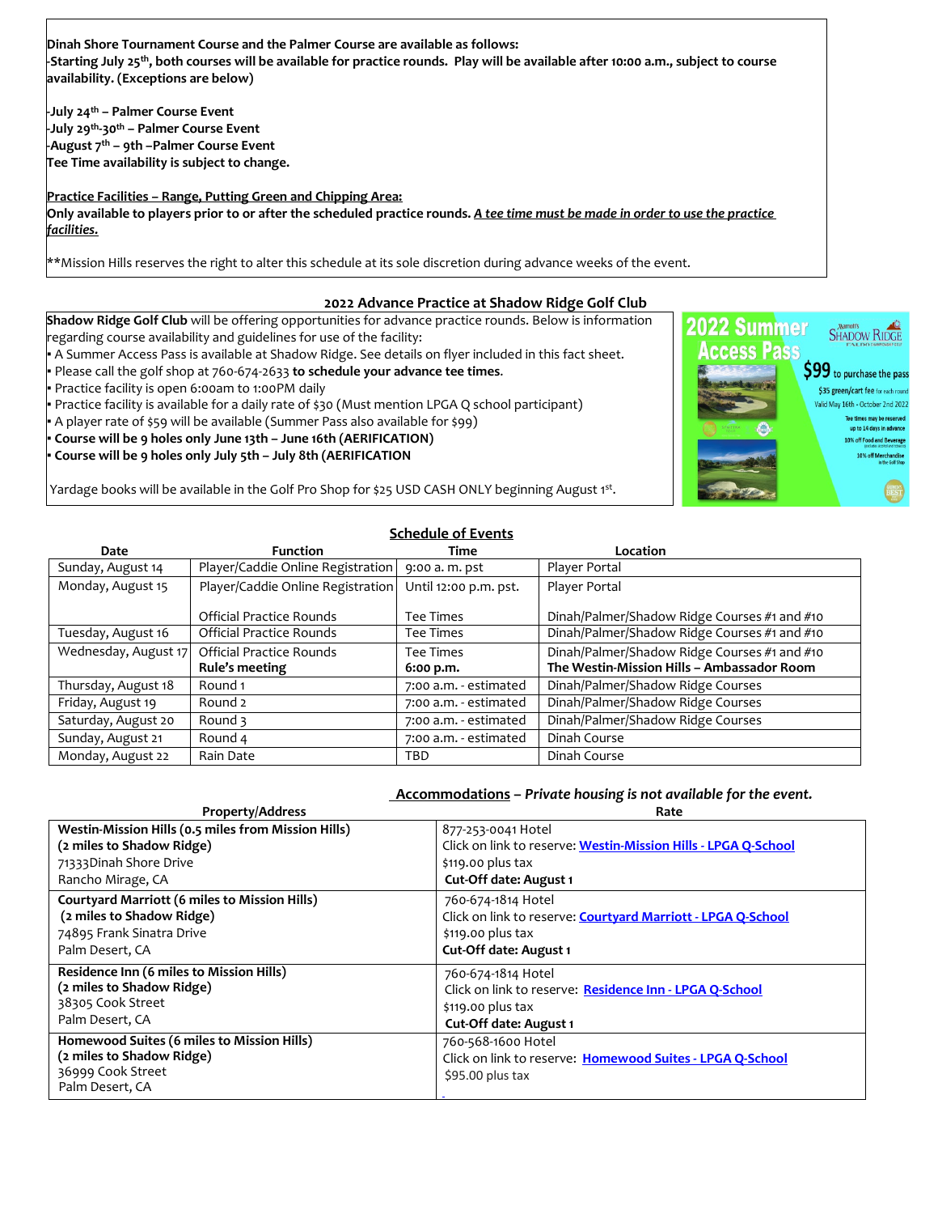**Dinah Shore Tournament Course and the Palmer Course are available as follows:**
**-Starting July 25th, both courses will be available for practice rounds. Play will be available after 10:00 a.m., subject to course availability. (Exceptions are below)**

**-July 24th – Palmer Course Event**
**-July 29th-30th – Palmer Course Event**
**-August 7th – 9th –Palmer Course Event**
**Tee Time availability is subject to change.**

**Practice Facilities – Range, Putting Green and Chipping Area:**
**Only available to players prior to or after the scheduled practice rounds. *A tee time must be made in order to use the practice facilities.***

**Mission Hills reserves the right to alter this schedule at its sole discretion during advance weeks of the event.

## 2022 Advance Practice at Shadow Ridge Golf Club

**Shadow Ridge Golf Club** will be offering opportunities for advance practice rounds. Below is information regarding course availability and guidelines for use of the facility:

- A Summer Access Pass is available at Shadow Ridge. See details on flyer included in this fact sheet.
- Please call the golf shop at 760-674-2633 **to schedule your advance tee times**.
- Practice facility is open 6:00am to 1:00PM daily
- Practice facility is available for a daily rate of $30 (Must mention LPGA Q school participant)
- A player rate of $59 will be available (Summer Pass also available for $99)
- **Course will be 9 holes only June 13th – June 16th (AERIFICATION)**
- **Course will be 9 holes only July 5th – July 8th (AERIFICATION**

Yardage books will be available in the Golf Pro Shop for $25 USD CASH ONLY beginning August 1st.

2022 Summer Access Pass
Marriott's Shadow Ridge
$99 to purchase the pass
$35 green/cart fee for each round
Valid May 16th - October 2nd 2022
Tee times may be reserved up to 14 days in advance
10% off Food and Beverage
10% off Merchandise in the Golf Shop

## Schedule of Events

| Date | Function | Time | Location |
|---|---|---|---|
| Sunday, August 14 | Player/Caddie Online Registration | 9:00 a. m. pst | Player Portal |
| Monday, August 15 | Player/Caddie Online Registration<br><br>Official Practice Rounds | Until 12:00 p.m. pst.<br><br>Tee Times | Player Portal<br><br>Dinah/Palmer/Shadow Ridge Courses #1 and #10 |
| Tuesday, August 16 | Official Practice Rounds | Tee Times | Dinah/Palmer/Shadow Ridge Courses #1 and #10 |
| Wednesday, August 17 | Official Practice Rounds<br>**Rule's meeting** | Tee Times<br>**6:00 p.m.** | Dinah/Palmer/Shadow Ridge Courses #1 and #10<br>**The Westin-Mission Hills – Ambassador Room** |
| Thursday, August 18 | Round 1 | 7:00 a.m. - estimated | Dinah/Palmer/Shadow Ridge Courses |
| Friday, August 19 | Round 2 | 7:00 a.m. - estimated | Dinah/Palmer/Shadow Ridge Courses |
| Saturday, August 20 | Round 3 | 7:00 a.m. - estimated | Dinah/Palmer/Shadow Ridge Courses |
| Sunday, August 21 | Round 4 | 7:00 a.m. - estimated | Dinah Course |
| Monday, August 22 | Rain Date | TBD | Dinah Course |

## Accommodations – *Private housing is not available for the event.*

| Property/Address | Rate |
|---|---|
| **Westin-Mission Hills (0.5 miles from Mission Hills)**<br>**(2 miles to Shadow Ridge)**<br>71333Dinah Shore Drive<br>Rancho Mirage, CA | 877-253-0041 Hotel<br>Click on link to reserve: **Westin-Mission Hills - LPGA Q-School**<br>$119.00 plus tax<br>**Cut-Off date: August 1** |
| **Courtyard Marriott (6 miles to Mission Hills)**<br>**(2 miles to Shadow Ridge)**<br>74895 Frank Sinatra Drive<br>Palm Desert, CA | 760-674-1814 Hotel<br>Click on link to reserve: **Courtyard Marriott - LPGA Q-School**<br>$119.00 plus tax<br>**Cut-Off date: August 1** |
| **Residence Inn (6 miles to Mission Hills)**<br>**(2 miles to Shadow Ridge)**<br>38305 Cook Street<br>Palm Desert, CA | 760-674-1814 Hotel<br>Click on link to reserve: **Residence Inn - LPGA Q-School**<br>$119.00 plus tax<br>**Cut-Off date: August 1** |
| **Homewood Suites (6 miles to Mission Hills)**<br>**(2 miles to Shadow Ridge)**<br>36999 Cook Street<br>Palm Desert, CA | 760-568-1600 Hotel<br>Click on link to reserve: **Homewood Suites - LPGA Q-School**<br>$95.00 plus tax |